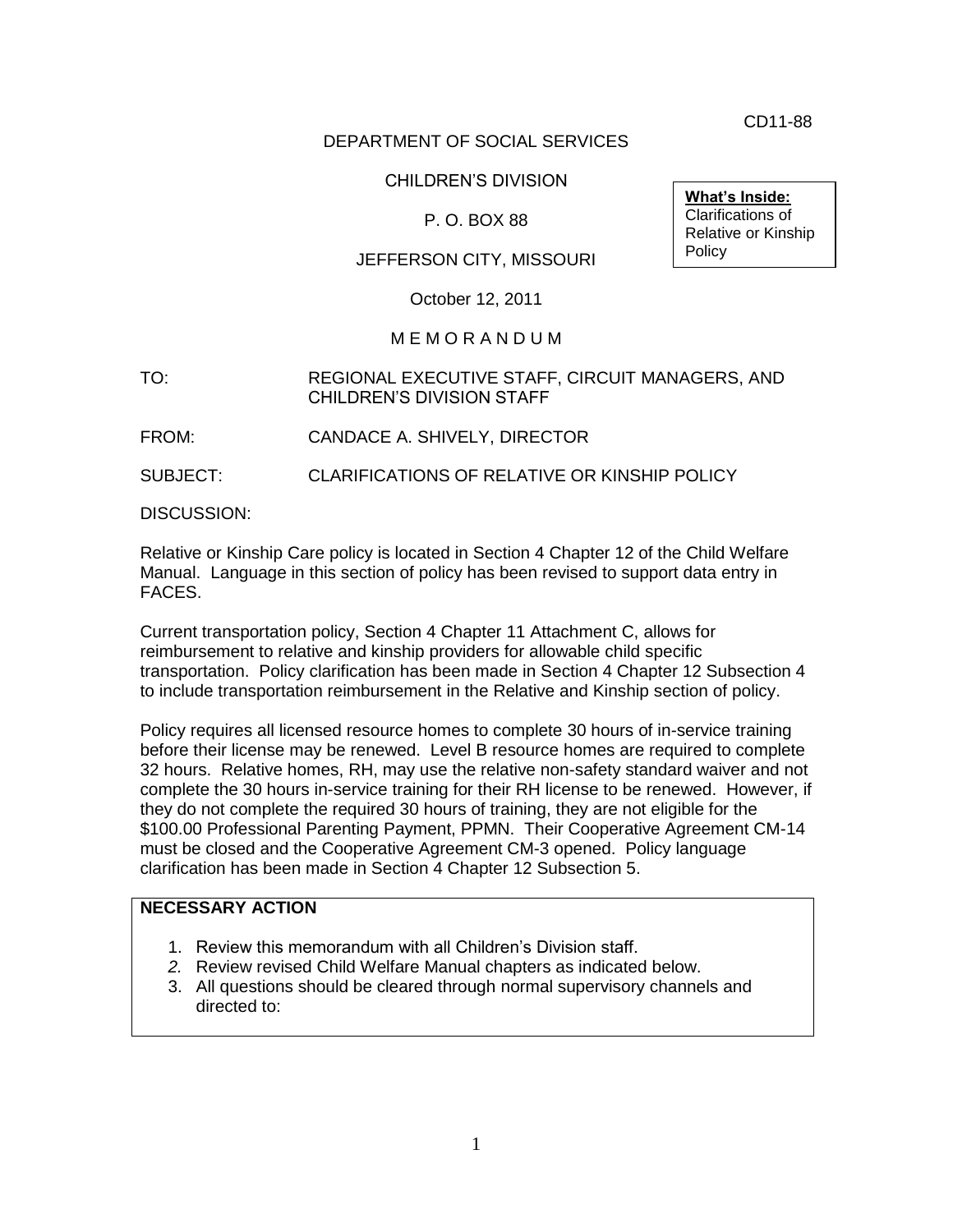CD11-88

DEPARTMENT OF SOCIAL SERVICES

CHILDREN'S DIVISION

P. O. BOX 88

JEFFERSON CITY, MISSOURI

October 12, 2011

**What's Inside:**
Clarifications of Relative or Kinship Policy

M E M O R A N D U M

TO: REGIONAL EXECUTIVE STAFF, CIRCUIT MANAGERS, AND CHILDREN'S DIVISION STAFF

FROM: CANDACE A. SHIVELY, DIRECTOR

SUBJECT: CLARIFICATIONS OF RELATIVE OR KINSHIP POLICY

DISCUSSION:

Relative or Kinship Care policy is located in Section 4 Chapter 12 of the Child Welfare Manual. Language in this section of policy has been revised to support data entry in FACES.

Current transportation policy, Section 4 Chapter 11 Attachment C, allows for reimbursement to relative and kinship providers for allowable child specific transportation. Policy clarification has been made in Section 4 Chapter 12 Subsection 4 to include transportation reimbursement in the Relative and Kinship section of policy.

Policy requires all licensed resource homes to complete 30 hours of in-service training before their license may be renewed. Level B resource homes are required to complete 32 hours. Relative homes, RH, may use the relative non-safety standard waiver and not complete the 30 hours in-service training for their RH license to be renewed. However, if they do not complete the required 30 hours of training, they are not eligible for the $100.00 Professional Parenting Payment, PPMN. Their Cooperative Agreement CM-14 must be closed and the Cooperative Agreement CM-3 opened. Policy language clarification has been made in Section 4 Chapter 12 Subsection 5.

**NECESSARY ACTION**

1. Review this memorandum with all Children's Division staff.
2. Review revised Child Welfare Manual chapters as indicated below.
3. All questions should be cleared through normal supervisory channels and directed to: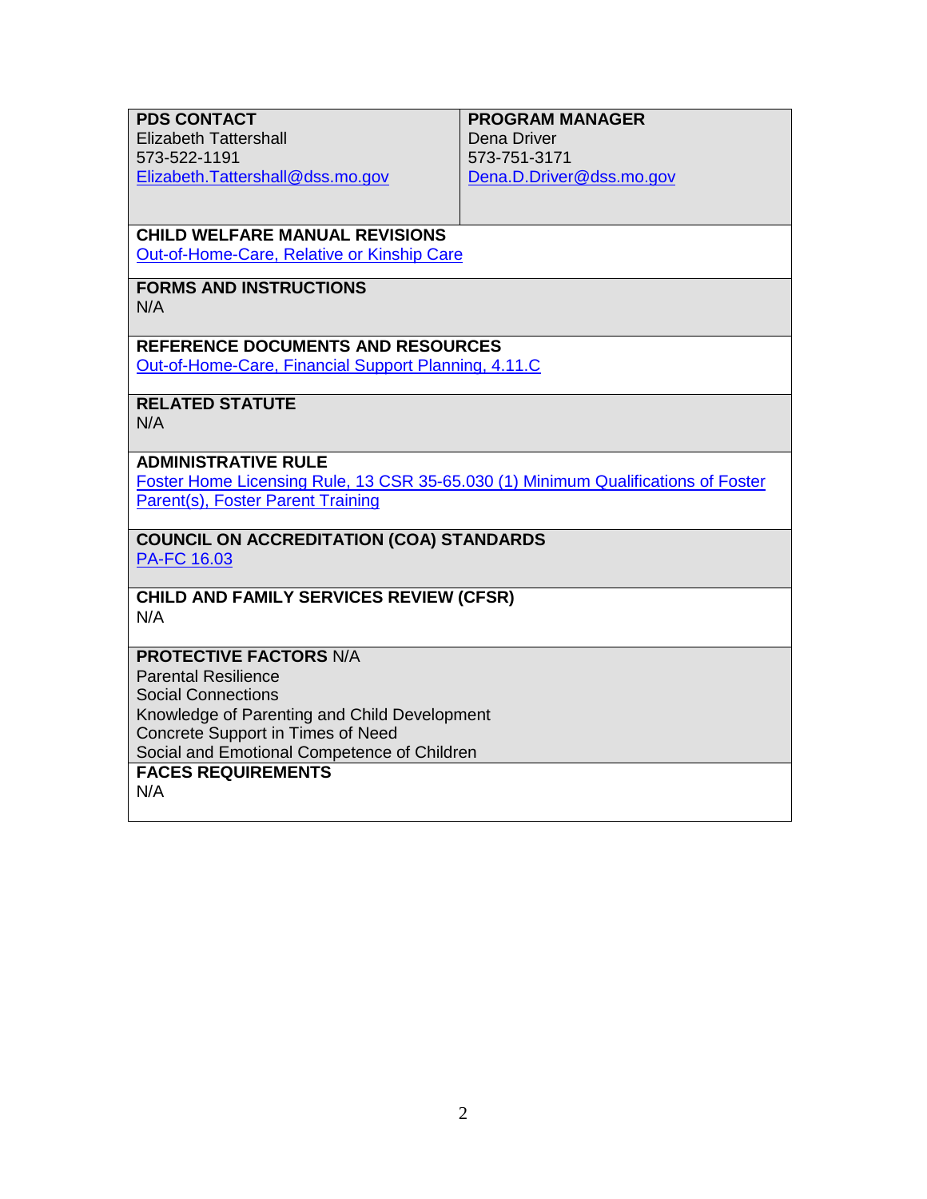| **PDS CONTACT** | **PROGRAM MANAGER** |
| --- | --- |
| Elizabeth Tattershall<br>573-522-1191<br>Elizabeth.Tattershall@dss.mo.gov | Dena Driver<br>573-751-3171<br>Dena.D.Driver@dss.mo.gov |

**CHILD WELFARE MANUAL REVISIONS**
Out-of-Home-Care, Relative or Kinship Care

**FORMS AND INSTRUCTIONS**
N/A

**REFERENCE DOCUMENTS AND RESOURCES**
Out-of-Home-Care, Financial Support Planning, 4.11.C

**RELATED STATUTE**
N/A

**ADMINISTRATIVE RULE**
Foster Home Licensing Rule, 13 CSR 35-65.030 (1) Minimum Qualifications of Foster Parent(s), Foster Parent Training

**COUNCIL ON ACCREDITATION (COA) STANDARDS**
PA-FC 16.03

**CHILD AND FAMILY SERVICES REVIEW (CFSR)**
N/A

**PROTECTIVE FACTORS** N/A
Parental Resilience
Social Connections
Knowledge of Parenting and Child Development
Concrete Support in Times of Need
Social and Emotional Competence of Children

**FACES REQUIREMENTS**
N/A